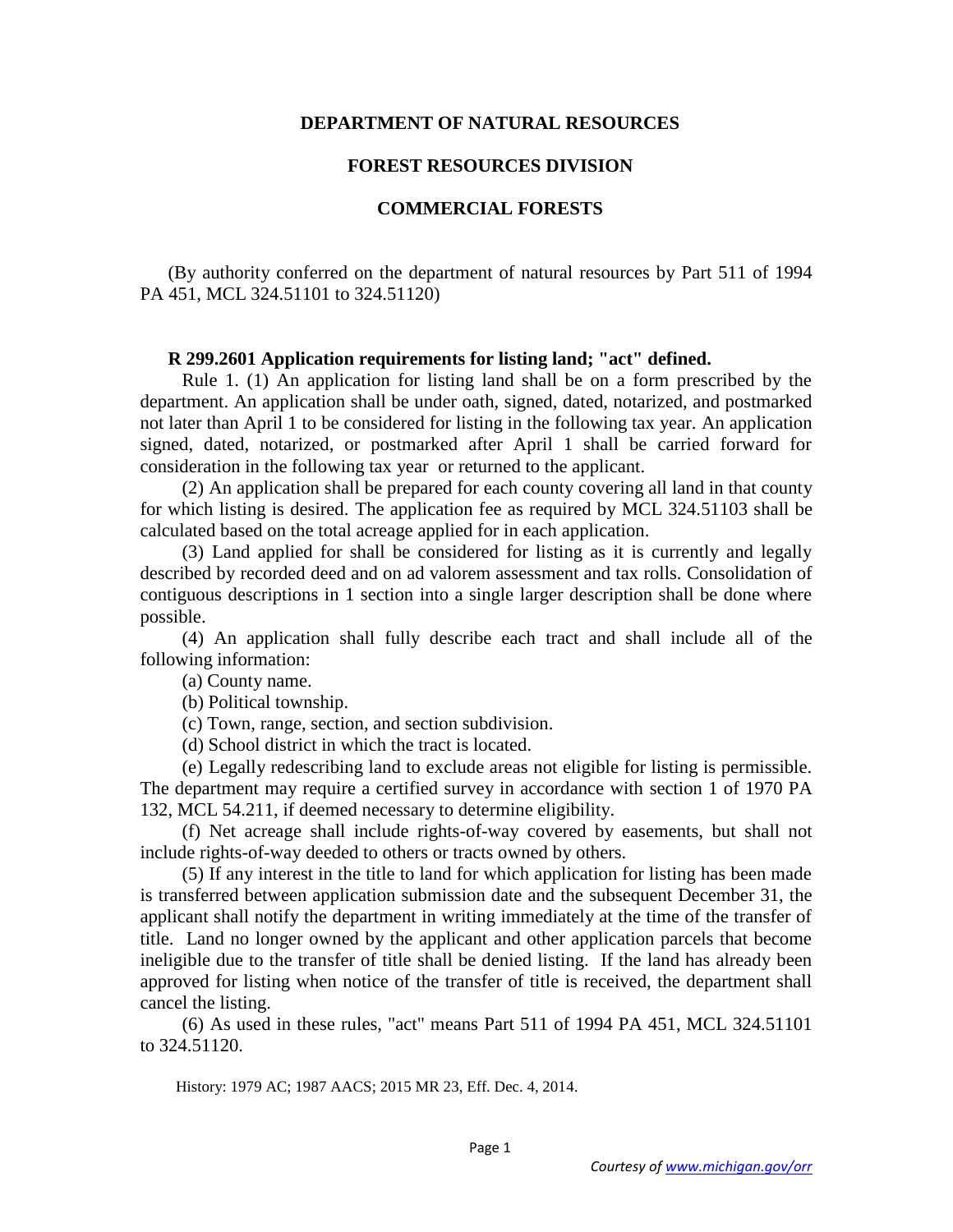# DEPARTMENT OF NATURAL RESOURCES

## FOREST RESOURCES DIVISION

## COMMERCIAL FORESTS

(By authority conferred on the department of natural resources by Part 511 of 1994 PA 451, MCL 324.51101 to 324.51120)

**R 299.2601 Application requirements for listing land; "act" defined.**

Rule 1. (1) An application for listing land shall be on a form prescribed by the department. An application shall be under oath, signed, dated, notarized, and postmarked not later than April 1 to be considered for listing in the following tax year. An application signed, dated, notarized, or postmarked after April 1 shall be carried forward for consideration in the following tax year or returned to the applicant.

(2) An application shall be prepared for each county covering all land in that county for which listing is desired. The application fee as required by MCL 324.51103 shall be calculated based on the total acreage applied for in each application.

(3) Land applied for shall be considered for listing as it is currently and legally described by recorded deed and on ad valorem assessment and tax rolls. Consolidation of contiguous descriptions in 1 section into a single larger description shall be done where possible.

(4) An application shall fully describe each tract and shall include all of the following information:

(a) County name.

(b) Political township.

(c) Town, range, section, and section subdivision.

(d) School district in which the tract is located.

(e) Legally redescribing land to exclude areas not eligible for listing is permissible. The department may require a certified survey in accordance with section 1 of 1970 PA 132, MCL 54.211, if deemed necessary to determine eligibility.

(f) Net acreage shall include rights-of-way covered by easements, but shall not include rights-of-way deeded to others or tracts owned by others.

(5) If any interest in the title to land for which application for listing has been made is transferred between application submission date and the subsequent December 31, the applicant shall notify the department in writing immediately at the time of the transfer of title. Land no longer owned by the applicant and other application parcels that become ineligible due to the transfer of title shall be denied listing. If the land has already been approved for listing when notice of the transfer of title is received, the department shall cancel the listing.

(6) As used in these rules, "act" means Part 511 of 1994 PA 451, MCL 324.51101 to 324.51120.

History: 1979 AC; 1987 AACS; 2015 MR 23, Eff. Dec. 4, 2014.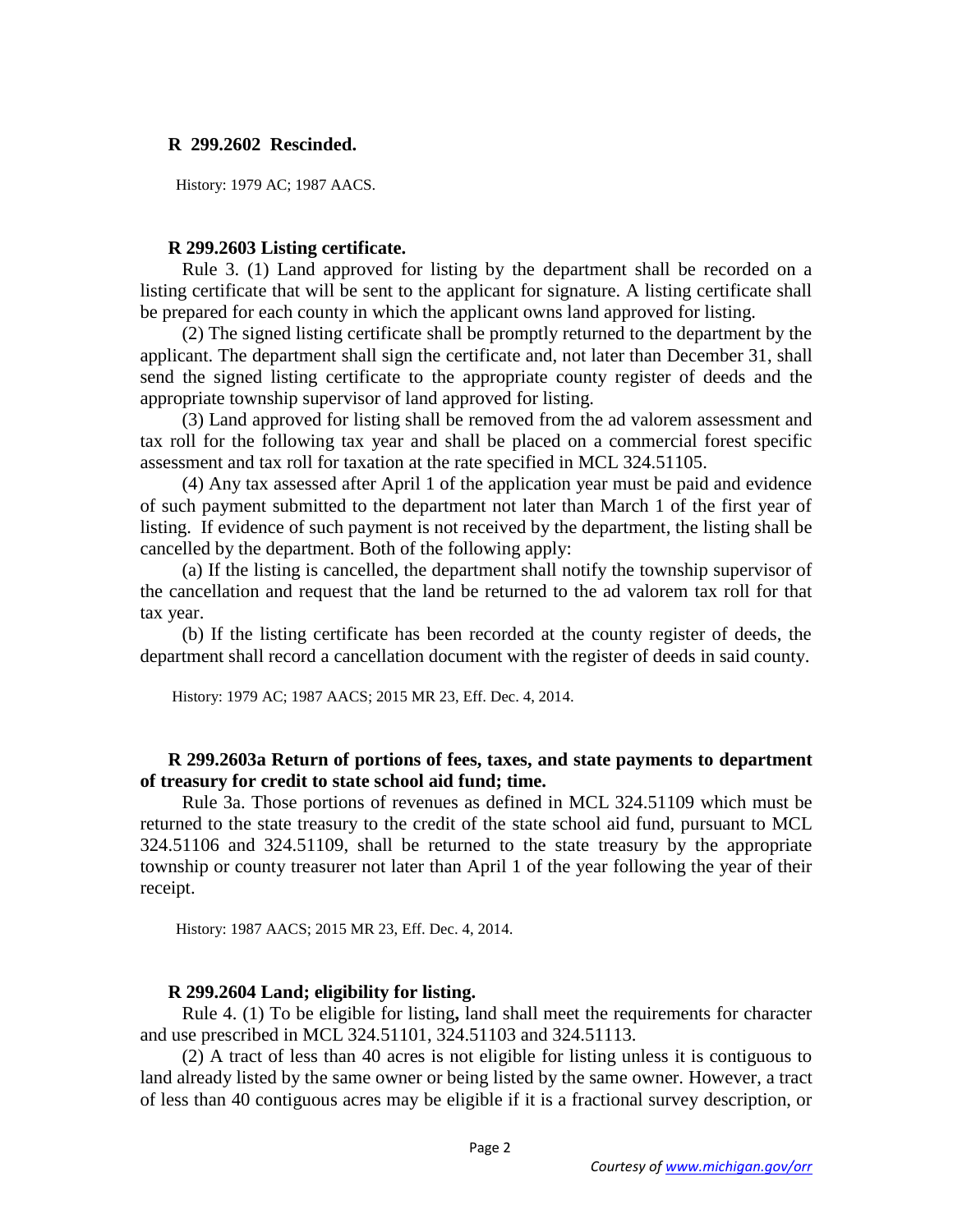**R 299.2602 Rescinded.**

History: 1979 AC; 1987 AACS.

**R 299.2603 Listing certificate.**

Rule 3. (1) Land approved for listing by the department shall be recorded on a listing certificate that will be sent to the applicant for signature. A listing certificate shall be prepared for each county in which the applicant owns land approved for listing.

(2) The signed listing certificate shall be promptly returned to the department by the applicant. The department shall sign the certificate and, not later than December 31, shall send the signed listing certificate to the appropriate county register of deeds and the appropriate township supervisor of land approved for listing.

(3) Land approved for listing shall be removed from the ad valorem assessment and tax roll for the following tax year and shall be placed on a commercial forest specific assessment and tax roll for taxation at the rate specified in MCL 324.51105.

(4) Any tax assessed after April 1 of the application year must be paid and evidence of such payment submitted to the department not later than March 1 of the first year of listing. If evidence of such payment is not received by the department, the listing shall be cancelled by the department. Both of the following apply:

(a) If the listing is cancelled, the department shall notify the township supervisor of the cancellation and request that the land be returned to the ad valorem tax roll for that tax year.

(b) If the listing certificate has been recorded at the county register of deeds, the department shall record a cancellation document with the register of deeds in said county.

History: 1979 AC; 1987 AACS; 2015 MR 23, Eff. Dec. 4, 2014.

**R 299.2603a Return of portions of fees, taxes, and state payments to department of treasury for credit to state school aid fund; time.**

Rule 3a. Those portions of revenues as defined in MCL 324.51109 which must be returned to the state treasury to the credit of the state school aid fund, pursuant to MCL 324.51106 and 324.51109, shall be returned to the state treasury by the appropriate township or county treasurer not later than April 1 of the year following the year of their receipt.

History: 1987 AACS; 2015 MR 23, Eff. Dec. 4, 2014.

**R 299.2604 Land; eligibility for listing.**

Rule 4. (1) To be eligible for listing**,** land shall meet the requirements for character and use prescribed in MCL 324.51101, 324.51103 and 324.51113.

(2) A tract of less than 40 acres is not eligible for listing unless it is contiguous to land already listed by the same owner or being listed by the same owner. However, a tract of less than 40 contiguous acres may be eligible if it is a fractional survey description, or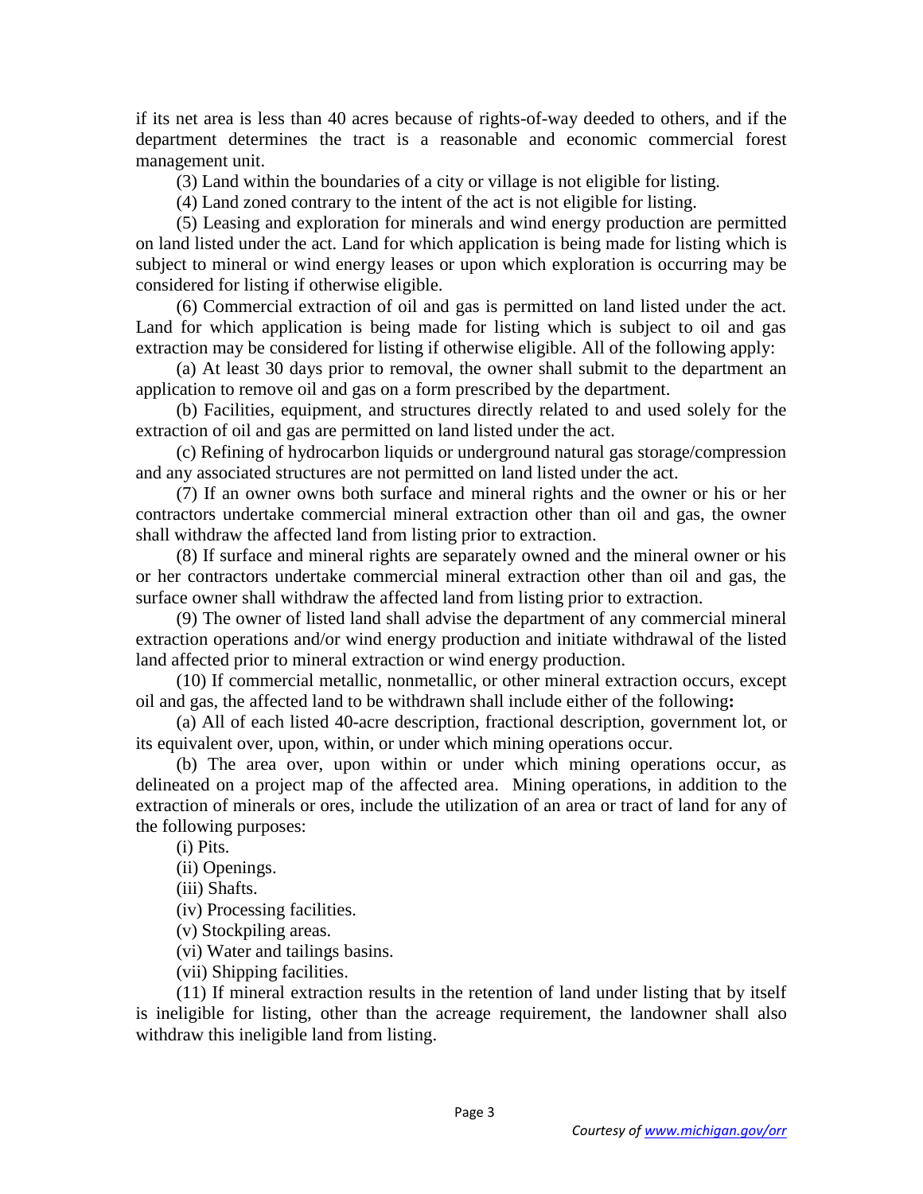if its net area is less than 40 acres because of rights-of-way deeded to others, and if the department determines the tract is a reasonable and economic commercial forest management unit.

(3) Land within the boundaries of a city or village is not eligible for listing.

(4) Land zoned contrary to the intent of the act is not eligible for listing.

(5) Leasing and exploration for minerals and wind energy production are permitted on land listed under the act. Land for which application is being made for listing which is subject to mineral or wind energy leases or upon which exploration is occurring may be considered for listing if otherwise eligible.

(6) Commercial extraction of oil and gas is permitted on land listed under the act. Land for which application is being made for listing which is subject to oil and gas extraction may be considered for listing if otherwise eligible. All of the following apply:

(a) At least 30 days prior to removal, the owner shall submit to the department an application to remove oil and gas on a form prescribed by the department.

(b) Facilities, equipment, and structures directly related to and used solely for the extraction of oil and gas are permitted on land listed under the act.

(c) Refining of hydrocarbon liquids or underground natural gas storage/compression and any associated structures are not permitted on land listed under the act.

(7) If an owner owns both surface and mineral rights and the owner or his or her contractors undertake commercial mineral extraction other than oil and gas, the owner shall withdraw the affected land from listing prior to extraction.

(8) If surface and mineral rights are separately owned and the mineral owner or his or her contractors undertake commercial mineral extraction other than oil and gas, the surface owner shall withdraw the affected land from listing prior to extraction.

(9) The owner of listed land shall advise the department of any commercial mineral extraction operations and/or wind energy production and initiate withdrawal of the listed land affected prior to mineral extraction or wind energy production.

(10) If commercial metallic, nonmetallic, or other mineral extraction occurs, except oil and gas, the affected land to be withdrawn shall include either of the following**:**

(a) All of each listed 40-acre description, fractional description, government lot, or its equivalent over, upon, within, or under which mining operations occur.

(b) The area over, upon within or under which mining operations occur, as delineated on a project map of the affected area. Mining operations, in addition to the extraction of minerals or ores, include the utilization of an area or tract of land for any of the following purposes:

(i) Pits.

(ii) Openings.

(iii) Shafts.

(iv) Processing facilities.

(v) Stockpiling areas.

(vi) Water and tailings basins.

(vii) Shipping facilities.

(11) If mineral extraction results in the retention of land under listing that by itself is ineligible for listing, other than the acreage requirement, the landowner shall also withdraw this ineligible land from listing.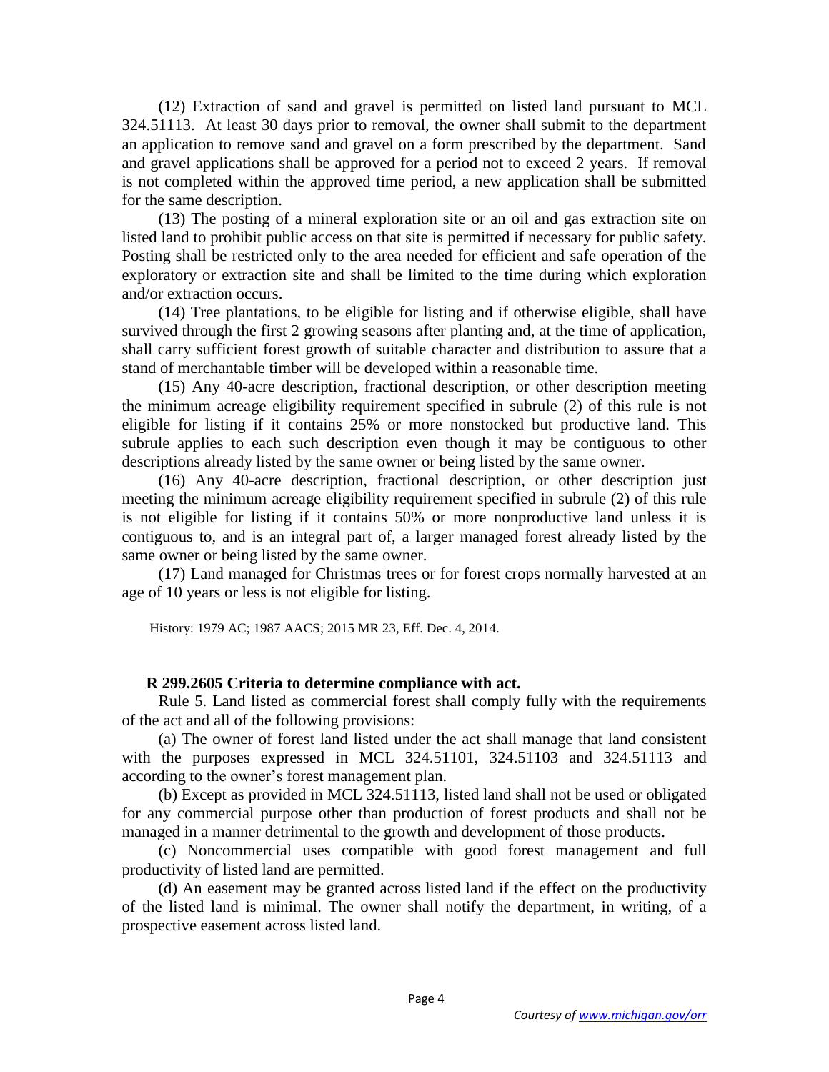(12) Extraction of sand and gravel is permitted on listed land pursuant to MCL 324.51113. At least 30 days prior to removal, the owner shall submit to the department an application to remove sand and gravel on a form prescribed by the department. Sand and gravel applications shall be approved for a period not to exceed 2 years. If removal is not completed within the approved time period, a new application shall be submitted for the same description.

(13) The posting of a mineral exploration site or an oil and gas extraction site on listed land to prohibit public access on that site is permitted if necessary for public safety. Posting shall be restricted only to the area needed for efficient and safe operation of the exploratory or extraction site and shall be limited to the time during which exploration and/or extraction occurs.

(14) Tree plantations, to be eligible for listing and if otherwise eligible, shall have survived through the first 2 growing seasons after planting and, at the time of application, shall carry sufficient forest growth of suitable character and distribution to assure that a stand of merchantable timber will be developed within a reasonable time.

(15) Any 40-acre description, fractional description, or other description meeting the minimum acreage eligibility requirement specified in subrule (2) of this rule is not eligible for listing if it contains 25% or more nonstocked but productive land. This subrule applies to each such description even though it may be contiguous to other descriptions already listed by the same owner or being listed by the same owner.

(16) Any 40-acre description, fractional description, or other description just meeting the minimum acreage eligibility requirement specified in subrule (2) of this rule is not eligible for listing if it contains 50% or more nonproductive land unless it is contiguous to, and is an integral part of, a larger managed forest already listed by the same owner or being listed by the same owner.

(17) Land managed for Christmas trees or for forest crops normally harvested at an age of 10 years or less is not eligible for listing.

History: 1979 AC; 1987 AACS; 2015 MR 23, Eff. Dec. 4, 2014.

**R 299.2605 Criteria to determine compliance with act.**

Rule 5. Land listed as commercial forest shall comply fully with the requirements of the act and all of the following provisions:

(a) The owner of forest land listed under the act shall manage that land consistent with the purposes expressed in MCL 324.51101, 324.51103 and 324.51113 and according to the owner's forest management plan.

(b) Except as provided in MCL 324.51113, listed land shall not be used or obligated for any commercial purpose other than production of forest products and shall not be managed in a manner detrimental to the growth and development of those products.

(c) Noncommercial uses compatible with good forest management and full productivity of listed land are permitted.

(d) An easement may be granted across listed land if the effect on the productivity of the listed land is minimal. The owner shall notify the department, in writing, of a prospective easement across listed land.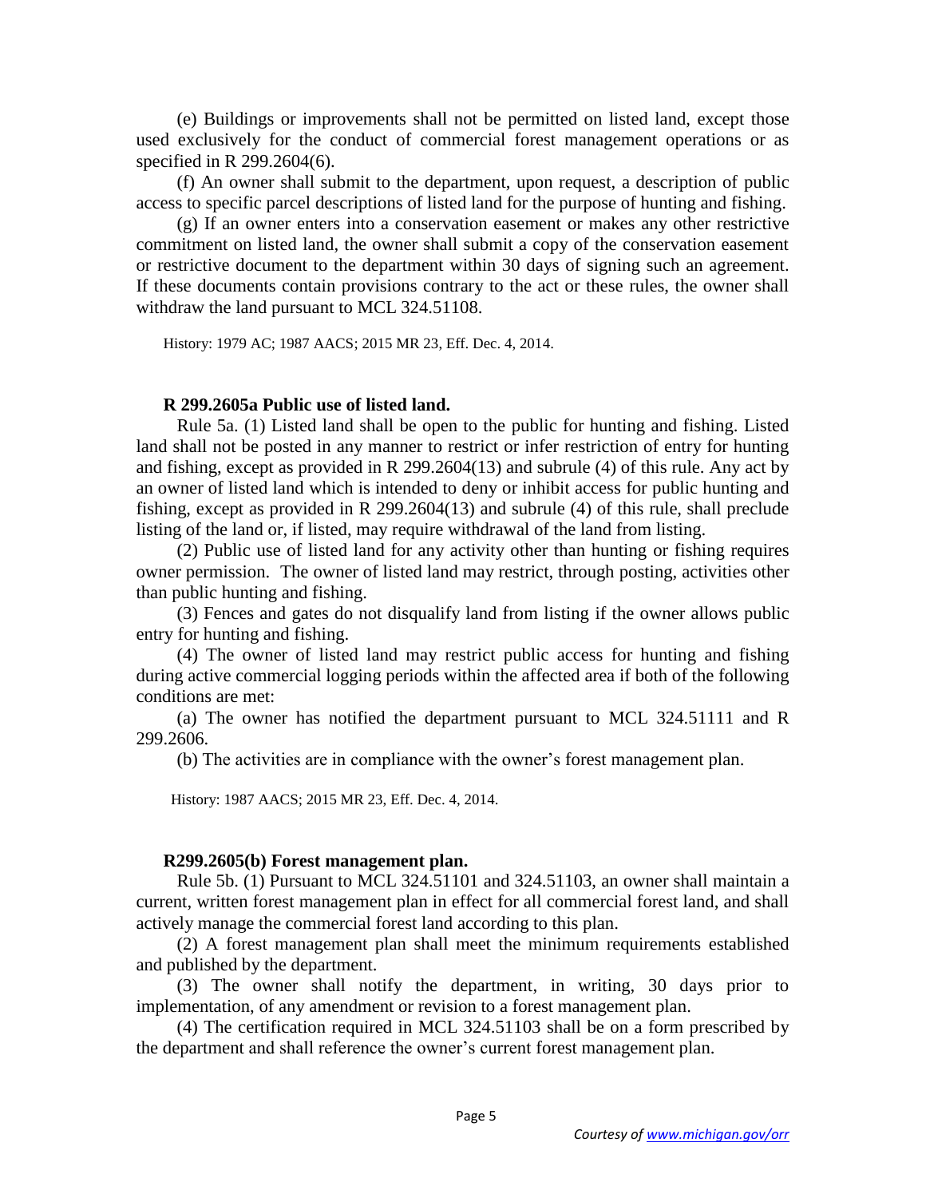(e) Buildings or improvements shall not be permitted on listed land, except those used exclusively for the conduct of commercial forest management operations or as specified in R 299.2604(6).

(f) An owner shall submit to the department, upon request, a description of public access to specific parcel descriptions of listed land for the purpose of hunting and fishing.

(g) If an owner enters into a conservation easement or makes any other restrictive commitment on listed land, the owner shall submit a copy of the conservation easement or restrictive document to the department within 30 days of signing such an agreement. If these documents contain provisions contrary to the act or these rules, the owner shall withdraw the land pursuant to MCL 324.51108.

History: 1979 AC; 1987 AACS; 2015 MR 23, Eff. Dec. 4, 2014.

**R 299.2605a Public use of listed land.**

Rule 5a. (1) Listed land shall be open to the public for hunting and fishing. Listed land shall not be posted in any manner to restrict or infer restriction of entry for hunting and fishing, except as provided in R 299.2604(13) and subrule (4) of this rule. Any act by an owner of listed land which is intended to deny or inhibit access for public hunting and fishing, except as provided in R 299.2604(13) and subrule (4) of this rule, shall preclude listing of the land or, if listed, may require withdrawal of the land from listing.

(2) Public use of listed land for any activity other than hunting or fishing requires owner permission. The owner of listed land may restrict, through posting, activities other than public hunting and fishing.

(3) Fences and gates do not disqualify land from listing if the owner allows public entry for hunting and fishing.

(4) The owner of listed land may restrict public access for hunting and fishing during active commercial logging periods within the affected area if both of the following conditions are met:

(a) The owner has notified the department pursuant to MCL 324.51111 and R 299.2606.

(b) The activities are in compliance with the owner's forest management plan.

History: 1987 AACS; 2015 MR 23, Eff. Dec. 4, 2014.

**R299.2605(b) Forest management plan.**

Rule 5b. (1) Pursuant to MCL 324.51101 and 324.51103, an owner shall maintain a current, written forest management plan in effect for all commercial forest land, and shall actively manage the commercial forest land according to this plan.

(2) A forest management plan shall meet the minimum requirements established and published by the department.

(3) The owner shall notify the department, in writing, 30 days prior to implementation, of any amendment or revision to a forest management plan.

(4) The certification required in MCL 324.51103 shall be on a form prescribed by the department and shall reference the owner's current forest management plan.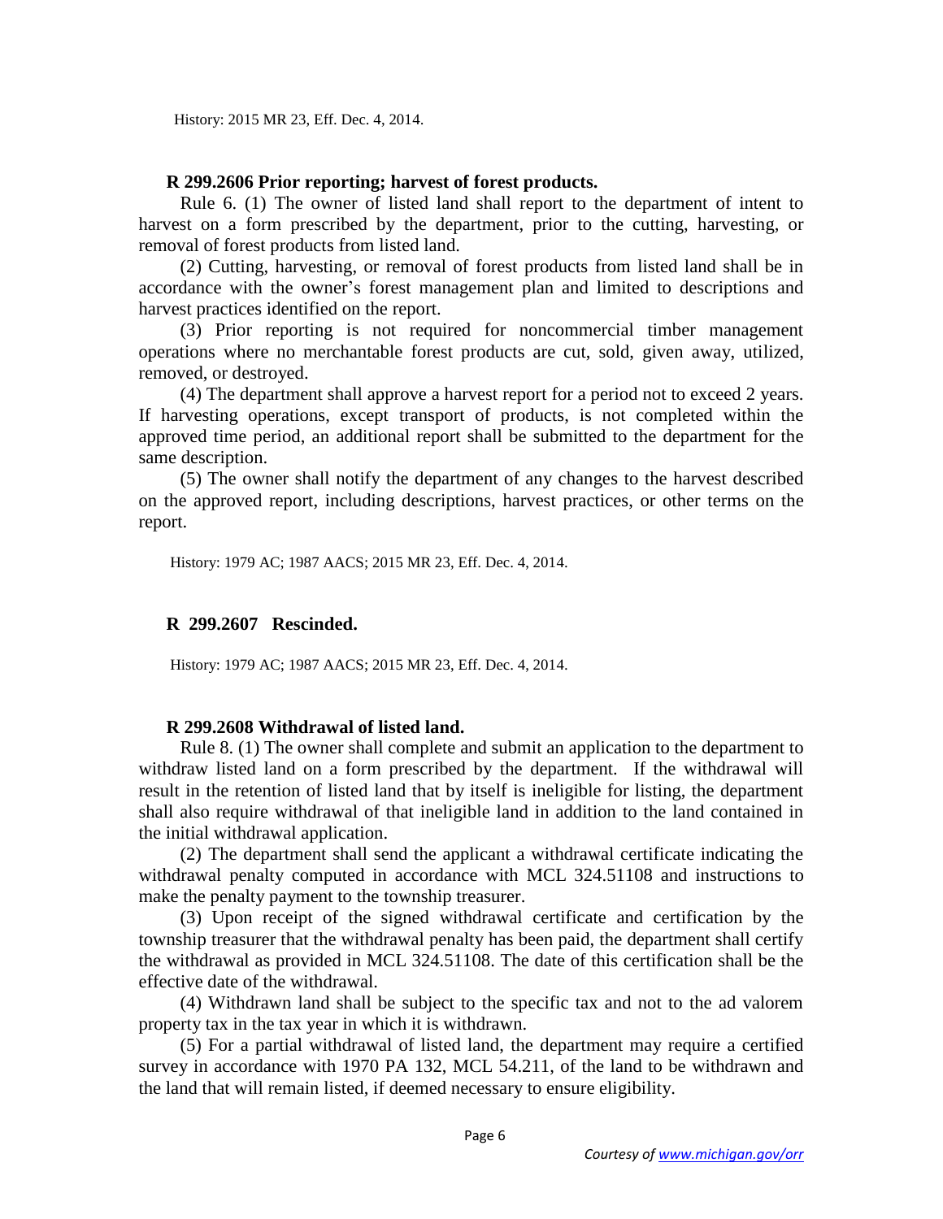History: 2015 MR 23, Eff. Dec. 4, 2014.

**R 299.2606 Prior reporting; harvest of forest products.**

Rule 6. (1) The owner of listed land shall report to the department of intent to harvest on a form prescribed by the department, prior to the cutting, harvesting, or removal of forest products from listed land.

(2) Cutting, harvesting, or removal of forest products from listed land shall be in accordance with the owner's forest management plan and limited to descriptions and harvest practices identified on the report.

(3) Prior reporting is not required for noncommercial timber management operations where no merchantable forest products are cut, sold, given away, utilized, removed, or destroyed.

(4) The department shall approve a harvest report for a period not to exceed 2 years. If harvesting operations, except transport of products, is not completed within the approved time period, an additional report shall be submitted to the department for the same description.

(5) The owner shall notify the department of any changes to the harvest described on the approved report, including descriptions, harvest practices, or other terms on the report.

History: 1979 AC; 1987 AACS; 2015 MR 23, Eff. Dec. 4, 2014.

**R 299.2607 Rescinded.**

History: 1979 AC; 1987 AACS; 2015 MR 23, Eff. Dec. 4, 2014.

**R 299.2608 Withdrawal of listed land.**

Rule 8. (1) The owner shall complete and submit an application to the department to withdraw listed land on a form prescribed by the department. If the withdrawal will result in the retention of listed land that by itself is ineligible for listing, the department shall also require withdrawal of that ineligible land in addition to the land contained in the initial withdrawal application.

(2) The department shall send the applicant a withdrawal certificate indicating the withdrawal penalty computed in accordance with MCL 324.51108 and instructions to make the penalty payment to the township treasurer.

(3) Upon receipt of the signed withdrawal certificate and certification by the township treasurer that the withdrawal penalty has been paid, the department shall certify the withdrawal as provided in MCL 324.51108. The date of this certification shall be the effective date of the withdrawal.

(4) Withdrawn land shall be subject to the specific tax and not to the ad valorem property tax in the tax year in which it is withdrawn.

(5) For a partial withdrawal of listed land, the department may require a certified survey in accordance with 1970 PA 132, MCL 54.211, of the land to be withdrawn and the land that will remain listed, if deemed necessary to ensure eligibility.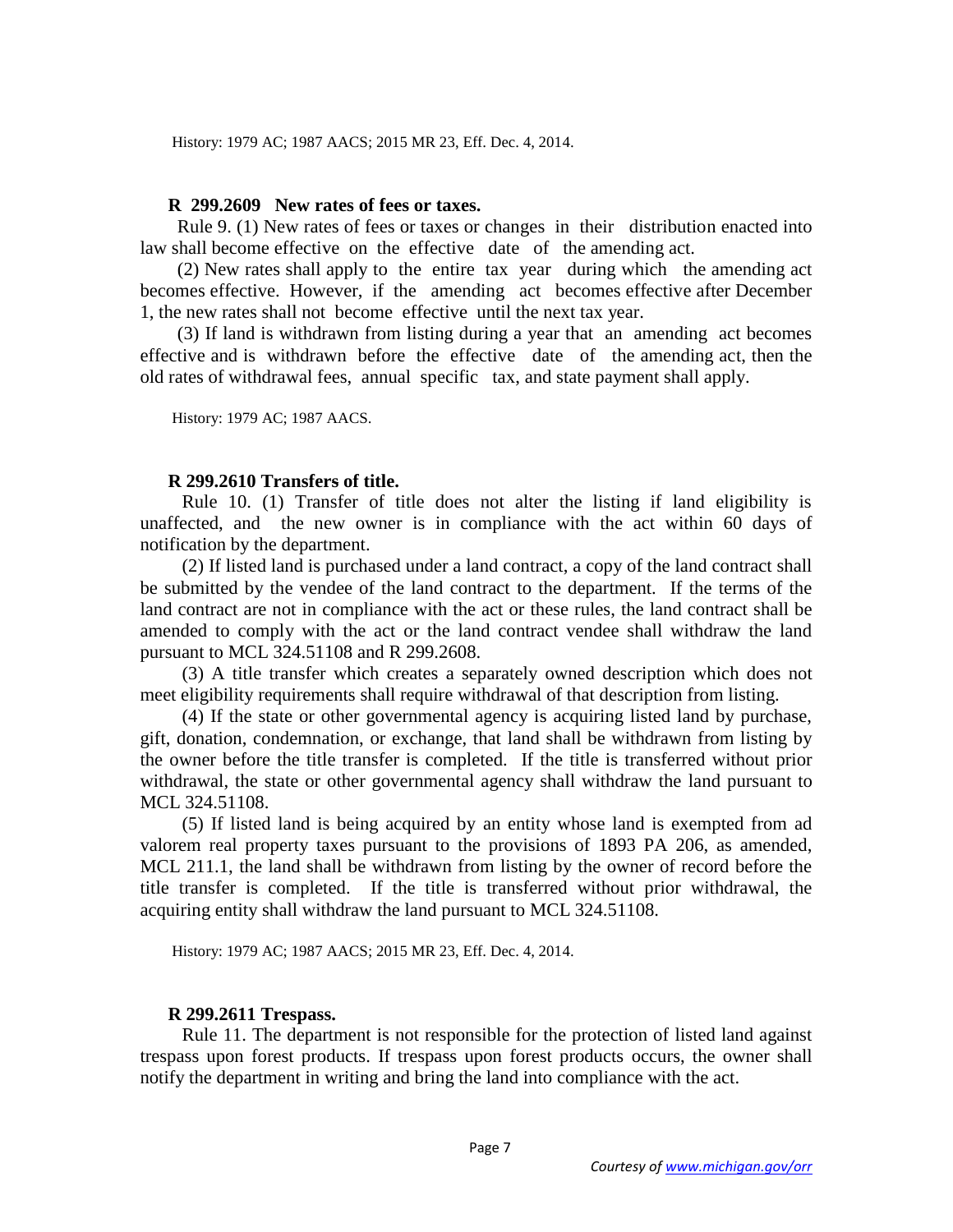History: 1979 AC; 1987 AACS; 2015 MR 23, Eff. Dec. 4, 2014.

**R 299.2609 New rates of fees or taxes.**

Rule 9. (1) New rates of fees or taxes or changes in their distribution enacted into law shall become effective on the effective date of the amending act.

(2) New rates shall apply to the entire tax year during which the amending act becomes effective. However, if the amending act becomes effective after December 1, the new rates shall not become effective until the next tax year.

(3) If land is withdrawn from listing during a year that an amending act becomes effective and is withdrawn before the effective date of the amending act, then the old rates of withdrawal fees, annual specific tax, and state payment shall apply.

History: 1979 AC; 1987 AACS.

**R 299.2610 Transfers of title.**

Rule 10. (1) Transfer of title does not alter the listing if land eligibility is unaffected, and the new owner is in compliance with the act within 60 days of notification by the department.

(2) If listed land is purchased under a land contract, a copy of the land contract shall be submitted by the vendee of the land contract to the department. If the terms of the land contract are not in compliance with the act or these rules, the land contract shall be amended to comply with the act or the land contract vendee shall withdraw the land pursuant to MCL 324.51108 and R 299.2608.

(3) A title transfer which creates a separately owned description which does not meet eligibility requirements shall require withdrawal of that description from listing.

(4) If the state or other governmental agency is acquiring listed land by purchase, gift, donation, condemnation, or exchange, that land shall be withdrawn from listing by the owner before the title transfer is completed. If the title is transferred without prior withdrawal, the state or other governmental agency shall withdraw the land pursuant to MCL 324.51108.

(5) If listed land is being acquired by an entity whose land is exempted from ad valorem real property taxes pursuant to the provisions of 1893 PA 206, as amended, MCL 211.1, the land shall be withdrawn from listing by the owner of record before the title transfer is completed. If the title is transferred without prior withdrawal, the acquiring entity shall withdraw the land pursuant to MCL 324.51108.

History: 1979 AC; 1987 AACS; 2015 MR 23, Eff. Dec. 4, 2014.

**R 299.2611 Trespass.**

Rule 11. The department is not responsible for the protection of listed land against trespass upon forest products. If trespass upon forest products occurs, the owner shall notify the department in writing and bring the land into compliance with the act.

*Courtesy of www.michigan.gov/orr*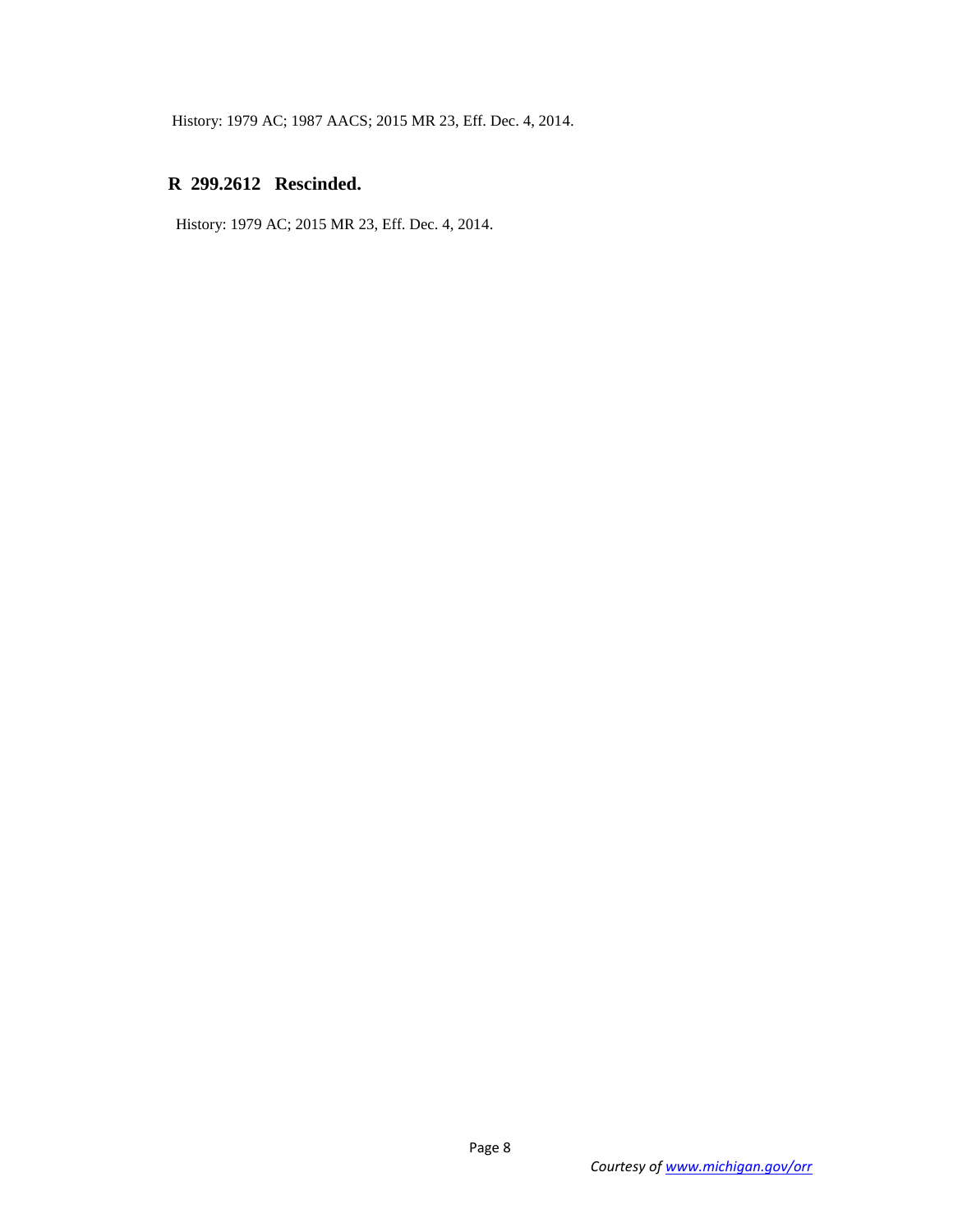History: 1979 AC; 1987 AACS; 2015 MR 23, Eff. Dec. 4, 2014.

## R 299.2612 Rescinded.

History: 1979 AC; 2015 MR 23, Eff. Dec. 4, 2014.